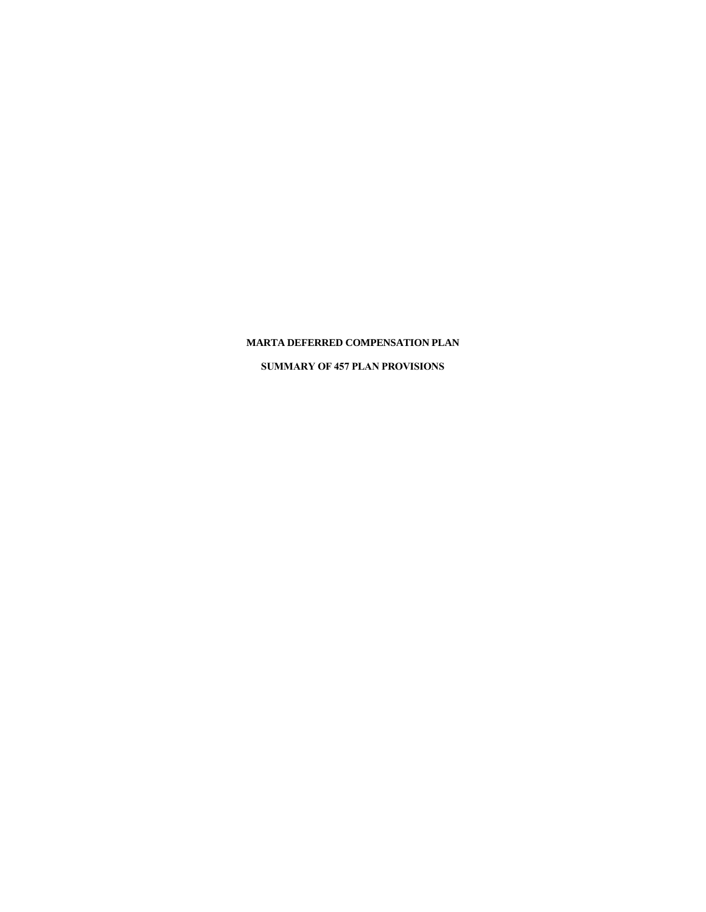# MARTA DEFERRED COMPENSATION PLAN

## SUMMARY OF 457 PLAN PROVISIONS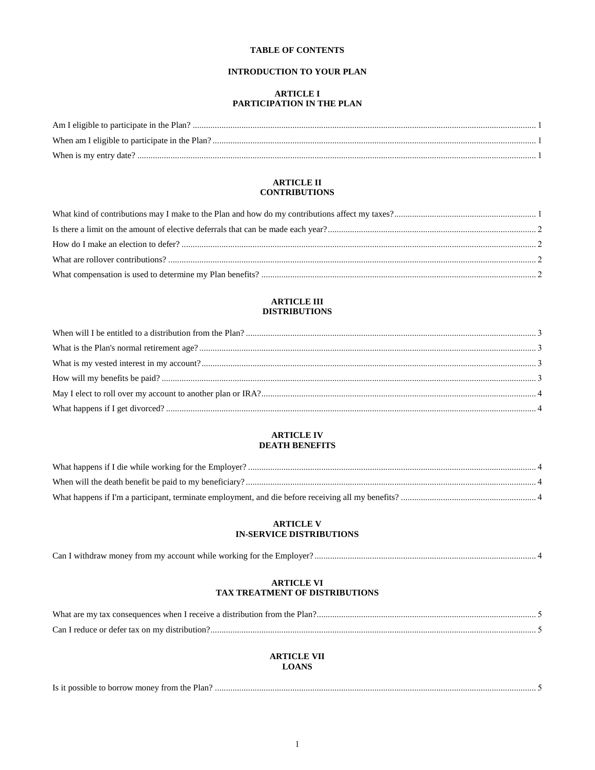# TABLE OF CONTENTS

## INTRODUCTION TO YOUR PLAN

## ARTICLE I
## PARTICIPATION IN THE PLAN

Am I eligible to participate in the Plan? ........ 1
When am I eligible to participate in the Plan? ........ 1
When is my entry date? ........ 1

## ARTICLE II
## CONTRIBUTIONS

What kind of contributions may I make to the Plan and how do my contributions affect my taxes? ........ 1
Is there a limit on the amount of elective deferrals that can be made each year? ........ 2
How do I make an election to defer? ........ 2
What are rollover contributions? ........ 2
What compensation is used to determine my Plan benefits? ........ 2

## ARTICLE III
## DISTRIBUTIONS

When will I be entitled to a distribution from the Plan? ........ 3
What is the Plan's normal retirement age? ........ 3
What is my vested interest in my account? ........ 3
How will my benefits be paid? ........ 3
May I elect to roll over my account to another plan or IRA? ........ 4
What happens if I get divorced? ........ 4

## ARTICLE IV
## DEATH BENEFITS

What happens if I die while working for the Employer? ........ 4
When will the death benefit be paid to my beneficiary? ........ 4
What happens if I'm a participant, terminate employment, and die before receiving all my benefits? ........ 4

## ARTICLE V
## IN-SERVICE DISTRIBUTIONS

Can I withdraw money from my account while working for the Employer? ........ 4

## ARTICLE VI
## TAX TREATMENT OF DISTRIBUTIONS

What are my tax consequences when I receive a distribution from the Plan? ........ 5
Can I reduce or defer tax on my distribution? ........ 5

## ARTICLE VII
## LOANS

Is it possible to borrow money from the Plan? ........ 5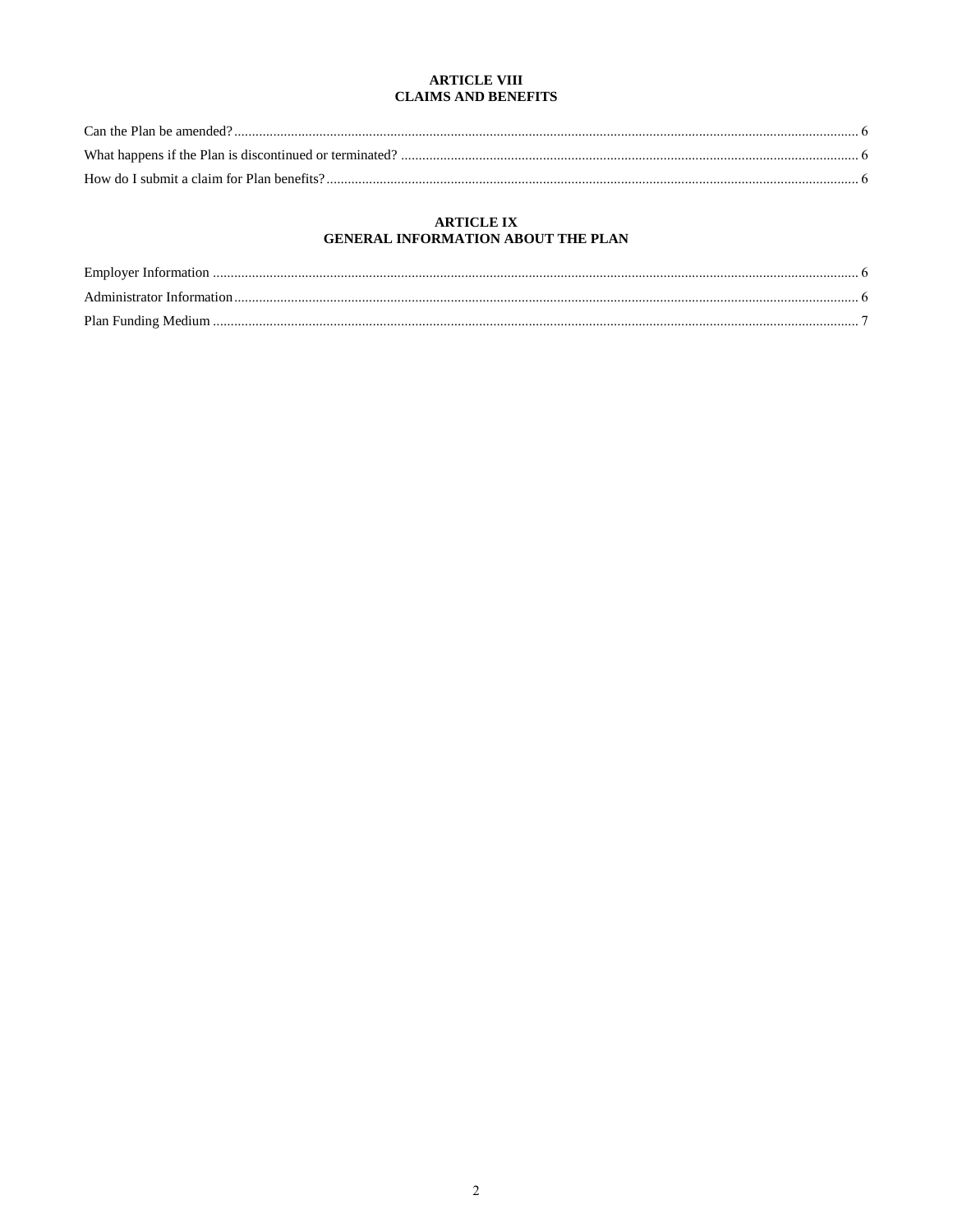## ARTICLE VIII
## CLAIMS AND BENEFITS

Can the Plan be amended? .......... 6

What happens if the Plan is discontinued or terminated? .......... 6

How do I submit a claim for Plan benefits? .......... 6

## ARTICLE IX
## GENERAL INFORMATION ABOUT THE PLAN

Employer Information .......... 6

Administrator Information .......... 6

Plan Funding Medium .......... 7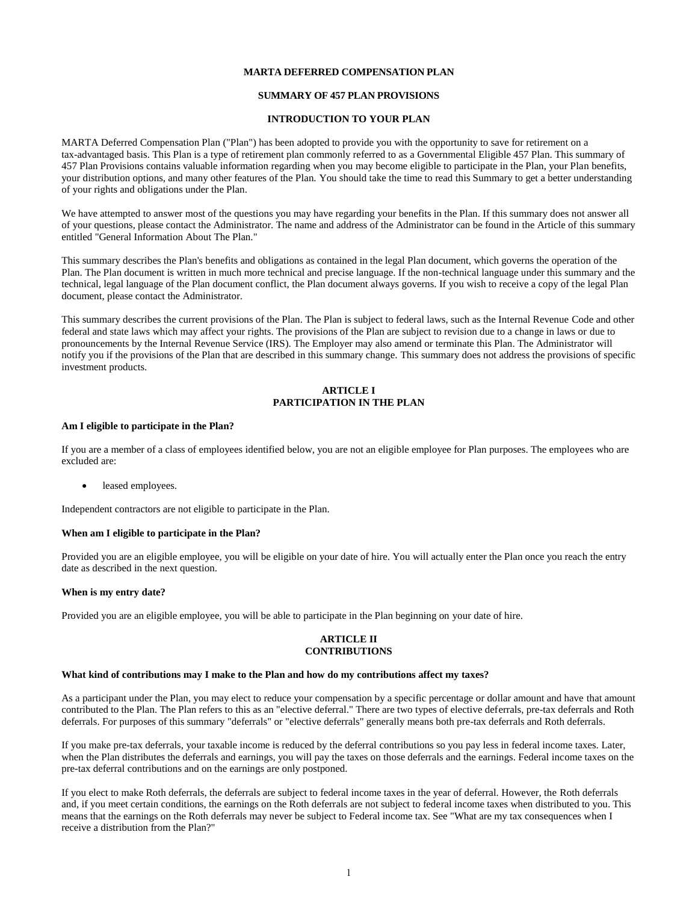**MARTA DEFERRED COMPENSATION PLAN**

**SUMMARY OF 457 PLAN PROVISIONS**

**INTRODUCTION TO YOUR PLAN**

MARTA Deferred Compensation Plan ("Plan") has been adopted to provide you with the opportunity to save for retirement on a tax-advantaged basis. This Plan is a type of retirement plan commonly referred to as a Governmental Eligible 457 Plan. This summary of 457 Plan Provisions contains valuable information regarding when you may become eligible to participate in the Plan, your Plan benefits, your distribution options, and many other features of the Plan. You should take the time to read this Summary to get a better understanding of your rights and obligations under the Plan.

We have attempted to answer most of the questions you may have regarding your benefits in the Plan. If this summary does not answer all of your questions, please contact the Administrator. The name and address of the Administrator can be found in the Article of this summary entitled "General Information About The Plan."

This summary describes the Plan's benefits and obligations as contained in the legal Plan document, which governs the operation of the Plan. The Plan document is written in much more technical and precise language. If the non-technical language under this summary and the technical, legal language of the Plan document conflict, the Plan document always governs. If you wish to receive a copy of the legal Plan document, please contact the Administrator.

This summary describes the current provisions of the Plan. The Plan is subject to federal laws, such as the Internal Revenue Code and other federal and state laws which may affect your rights. The provisions of the Plan are subject to revision due to a change in laws or due to pronouncements by the Internal Revenue Service (IRS). The Employer may also amend or terminate this Plan. The Administrator will notify you if the provisions of the Plan that are described in this summary change. This summary does not address the provisions of specific investment products.

## ARTICLE I
## PARTICIPATION IN THE PLAN

**Am I eligible to participate in the Plan?**

If you are a member of a class of employees identified below, you are not an eligible employee for Plan purposes. The employees who are excluded are:

- leased employees.

Independent contractors are not eligible to participate in the Plan.

**When am I eligible to participate in the Plan?**

Provided you are an eligible employee, you will be eligible on your date of hire. You will actually enter the Plan once you reach the entry date as described in the next question.

**When is my entry date?**

Provided you are an eligible employee, you will be able to participate in the Plan beginning on your date of hire.

## ARTICLE II
## CONTRIBUTIONS

**What kind of contributions may I make to the Plan and how do my contributions affect my taxes?**

As a participant under the Plan, you may elect to reduce your compensation by a specific percentage or dollar amount and have that amount contributed to the Plan. The Plan refers to this as an "elective deferral." There are two types of elective deferrals, pre-tax deferrals and Roth deferrals. For purposes of this summary "deferrals" or "elective deferrals" generally means both pre-tax deferrals and Roth deferrals.

If you make pre-tax deferrals, your taxable income is reduced by the deferral contributions so you pay less in federal income taxes. Later, when the Plan distributes the deferrals and earnings, you will pay the taxes on those deferrals and the earnings. Federal income taxes on the pre-tax deferral contributions and on the earnings are only postponed.

If you elect to make Roth deferrals, the deferrals are subject to federal income taxes in the year of deferral. However, the Roth deferrals and, if you meet certain conditions, the earnings on the Roth deferrals are not subject to federal income taxes when distributed to you. This means that the earnings on the Roth deferrals may never be subject to Federal income tax. See "What are my tax consequences when I receive a distribution from the Plan?"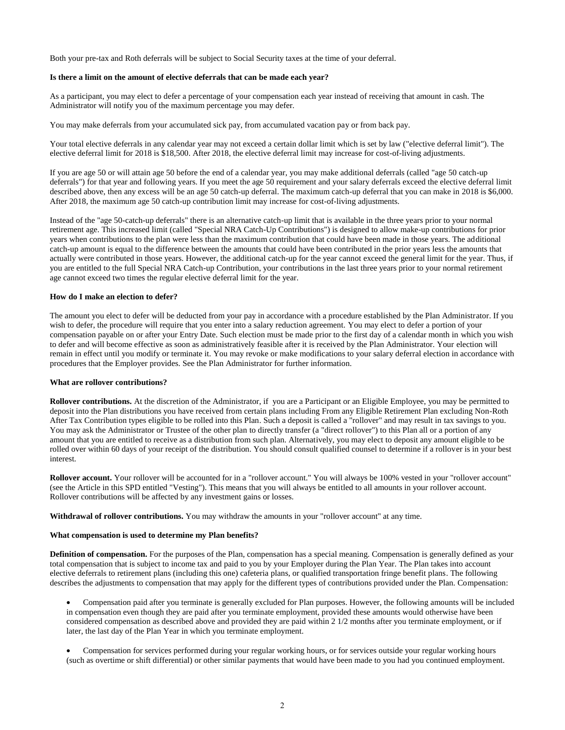Both your pre-tax and Roth deferrals will be subject to Social Security taxes at the time of your deferral.

**Is there a limit on the amount of elective deferrals that can be made each year?**

As a participant, you may elect to defer a percentage of your compensation each year instead of receiving that amount in cash. The Administrator will notify you of the maximum percentage you may defer.

You may make deferrals from your accumulated sick pay, from accumulated vacation pay or from back pay.

Your total elective deferrals in any calendar year may not exceed a certain dollar limit which is set by law ("elective deferral limit"). The elective deferral limit for 2018 is $18,500. After 2018, the elective deferral limit may increase for cost-of-living adjustments.

If you are age 50 or will attain age 50 before the end of a calendar year, you may make additional deferrals (called "age 50 catch-up deferrals") for that year and following years. If you meet the age 50 requirement and your salary deferrals exceed the elective deferral limit described above, then any excess will be an age 50 catch-up deferral. The maximum catch-up deferral that you can make in 2018 is $6,000. After 2018, the maximum age 50 catch-up contribution limit may increase for cost-of-living adjustments.

Instead of the "age 50-catch-up deferrals" there is an alternative catch-up limit that is available in the three years prior to your normal retirement age. This increased limit (called "Special NRA Catch-Up Contributions") is designed to allow make-up contributions for prior years when contributions to the plan were less than the maximum contribution that could have been made in those years. The additional catch-up amount is equal to the difference between the amounts that could have been contributed in the prior years less the amounts that actually were contributed in those years. However, the additional catch-up for the year cannot exceed the general limit for the year. Thus, if you are entitled to the full Special NRA Catch-up Contribution, your contributions in the last three years prior to your normal retirement age cannot exceed two times the regular elective deferral limit for the year.

**How do I make an election to defer?**

The amount you elect to defer will be deducted from your pay in accordance with a procedure established by the Plan Administrator. If you wish to defer, the procedure will require that you enter into a salary reduction agreement. You may elect to defer a portion of your compensation payable on or after your Entry Date. Such election must be made prior to the first day of a calendar month in which you wish to defer and will become effective as soon as administratively feasible after it is received by the Plan Administrator. Your election will remain in effect until you modify or terminate it. You may revoke or make modifications to your salary deferral election in accordance with procedures that the Employer provides. See the Plan Administrator for further information.

**What are rollover contributions?**

**Rollover contributions.** At the discretion of the Administrator, if you are a Participant or an Eligible Employee, you may be permitted to deposit into the Plan distributions you have received from certain plans including From any Eligible Retirement Plan excluding Non-Roth After Tax Contribution types eligible to be rolled into this Plan. Such a deposit is called a "rollover" and may result in tax savings to you. You may ask the Administrator or Trustee of the other plan to directly transfer (a "direct rollover") to this Plan all or a portion of any amount that you are entitled to receive as a distribution from such plan. Alternatively, you may elect to deposit any amount eligible to be rolled over within 60 days of your receipt of the distribution. You should consult qualified counsel to determine if a rollover is in your best interest.

**Rollover account.** Your rollover will be accounted for in a "rollover account." You will always be 100% vested in your "rollover account" (see the Article in this SPD entitled "Vesting"). This means that you will always be entitled to all amounts in your rollover account. Rollover contributions will be affected by any investment gains or losses.

**Withdrawal of rollover contributions.** You may withdraw the amounts in your "rollover account" at any time.

**What compensation is used to determine my Plan benefits?**

**Definition of compensation.** For the purposes of the Plan, compensation has a special meaning. Compensation is generally defined as your total compensation that is subject to income tax and paid to you by your Employer during the Plan Year. The Plan takes into account elective deferrals to retirement plans (including this one) cafeteria plans, or qualified transportation fringe benefit plans. The following describes the adjustments to compensation that may apply for the different types of contributions provided under the Plan. Compensation:

- Compensation paid after you terminate is generally excluded for Plan purposes. However, the following amounts will be included in compensation even though they are paid after you terminate employment, provided these amounts would otherwise have been considered compensation as described above and provided they are paid within 2 1/2 months after you terminate employment, or if later, the last day of the Plan Year in which you terminate employment.

- Compensation for services performed during your regular working hours, or for services outside your regular working hours (such as overtime or shift differential) or other similar payments that would have been made to you had you continued employment.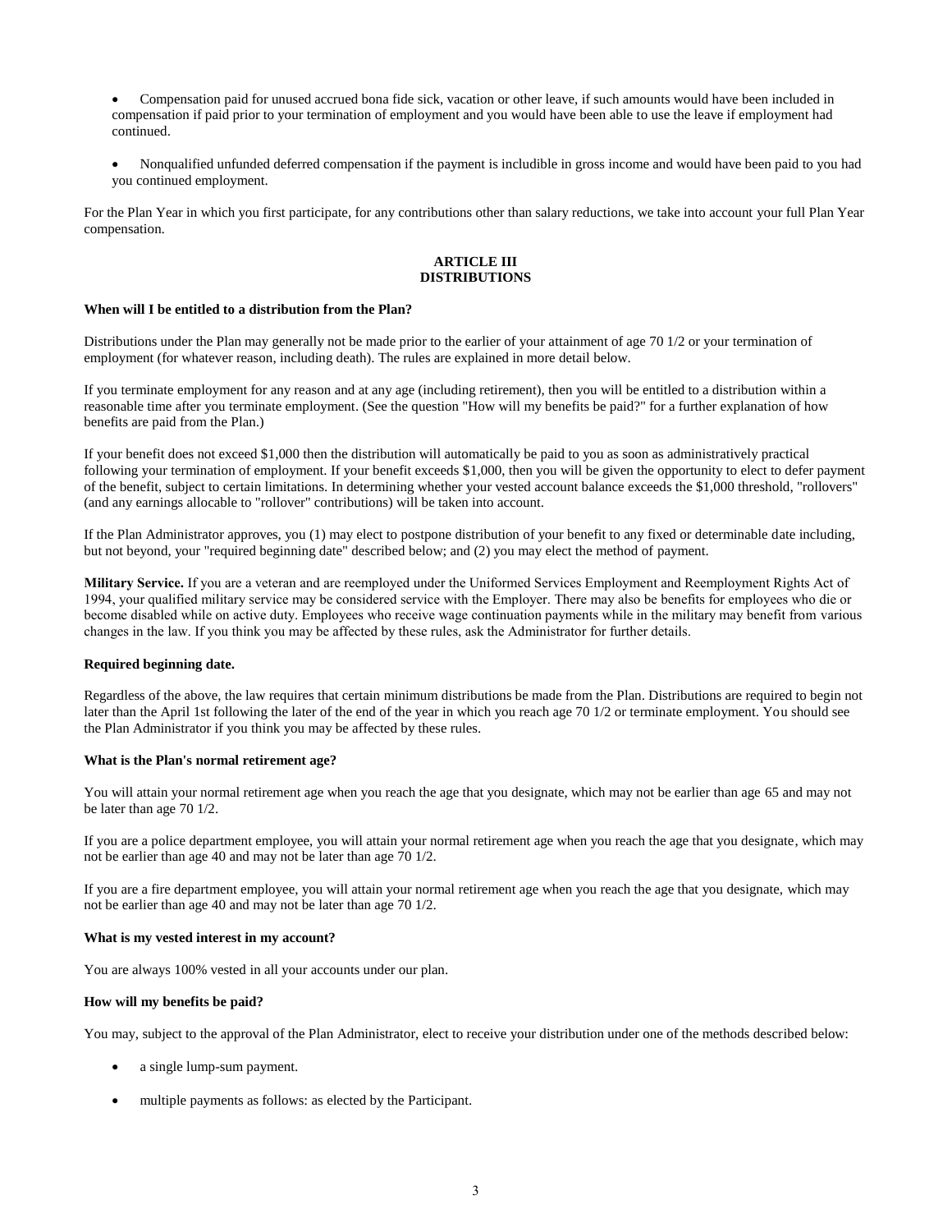- Compensation paid for unused accrued bona fide sick, vacation or other leave, if such amounts would have been included in compensation if paid prior to your termination of employment and you would have been able to use the leave if employment had continued.

- Nonqualified unfunded deferred compensation if the payment is includible in gross income and would have been paid to you had you continued employment.

For the Plan Year in which you first participate, for any contributions other than salary reductions, we take into account your full Plan Year compensation.

## ARTICLE III
## DISTRIBUTIONS

**When will I be entitled to a distribution from the Plan?**

Distributions under the Plan may generally not be made prior to the earlier of your attainment of age 70 1/2 or your termination of employment (for whatever reason, including death). The rules are explained in more detail below.

If you terminate employment for any reason and at any age (including retirement), then you will be entitled to a distribution within a reasonable time after you terminate employment. (See the question "How will my benefits be paid?" for a further explanation of how benefits are paid from the Plan.)

If your benefit does not exceed $1,000 then the distribution will automatically be paid to you as soon as administratively practical following your termination of employment. If your benefit exceeds $1,000, then you will be given the opportunity to elect to defer payment of the benefit, subject to certain limitations. In determining whether your vested account balance exceeds the $1,000 threshold, "rollovers" (and any earnings allocable to "rollover" contributions) will be taken into account.

If the Plan Administrator approves, you (1) may elect to postpone distribution of your benefit to any fixed or determinable date including, but not beyond, your "required beginning date" described below; and (2) you may elect the method of payment.

**Military Service.** If you are a veteran and are reemployed under the Uniformed Services Employment and Reemployment Rights Act of 1994, your qualified military service may be considered service with the Employer. There may also be benefits for employees who die or become disabled while on active duty. Employees who receive wage continuation payments while in the military may benefit from various changes in the law. If you think you may be affected by these rules, ask the Administrator for further details.

**Required beginning date.**

Regardless of the above, the law requires that certain minimum distributions be made from the Plan. Distributions are required to begin not later than the April 1st following the later of the end of the year in which you reach age 70 1/2 or terminate employment. You should see the Plan Administrator if you think you may be affected by these rules.

**What is the Plan's normal retirement age?**

You will attain your normal retirement age when you reach the age that you designate, which may not be earlier than age 65 and may not be later than age 70 1/2.

If you are a police department employee, you will attain your normal retirement age when you reach the age that you designate, which may not be earlier than age 40 and may not be later than age 70 1/2.

If you are a fire department employee, you will attain your normal retirement age when you reach the age that you designate, which may not be earlier than age 40 and may not be later than age 70 1/2.

**What is my vested interest in my account?**

You are always 100% vested in all your accounts under our plan.

**How will my benefits be paid?**

You may, subject to the approval of the Plan Administrator, elect to receive your distribution under one of the methods described below:

- a single lump-sum payment.

- multiple payments as follows: as elected by the Participant.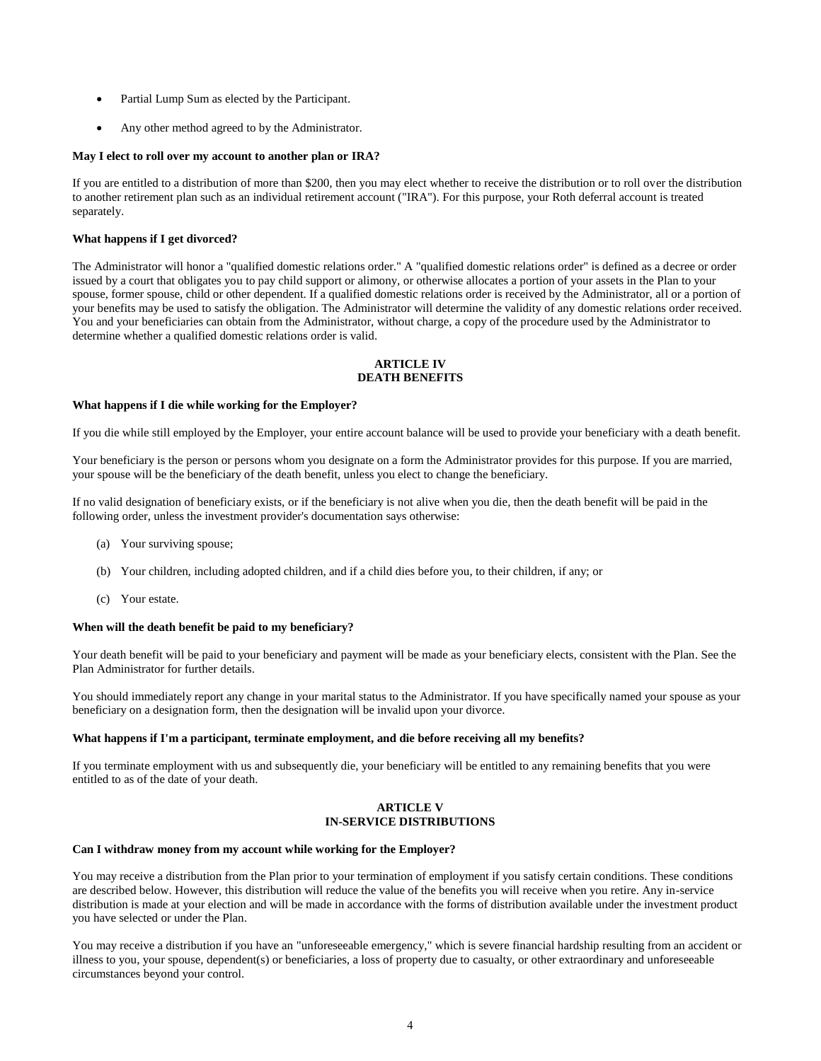- Partial Lump Sum as elected by the Participant.
- Any other method agreed to by the Administrator.

**May I elect to roll over my account to another plan or IRA?**

If you are entitled to a distribution of more than $200, then you may elect whether to receive the distribution or to roll over the distribution to another retirement plan such as an individual retirement account ("IRA"). For this purpose, your Roth deferral account is treated separately.

**What happens if I get divorced?**

The Administrator will honor a "qualified domestic relations order." A "qualified domestic relations order" is defined as a decree or order issued by a court that obligates you to pay child support or alimony, or otherwise allocates a portion of your assets in the Plan to your spouse, former spouse, child or other dependent. If a qualified domestic relations order is received by the Administrator, all or a portion of your benefits may be used to satisfy the obligation. The Administrator will determine the validity of any domestic relations order received. You and your beneficiaries can obtain from the Administrator, without charge, a copy of the procedure used by the Administrator to determine whether a qualified domestic relations order is valid.

## ARTICLE IV
## DEATH BENEFITS

**What happens if I die while working for the Employer?**

If you die while still employed by the Employer, your entire account balance will be used to provide your beneficiary with a death benefit.

Your beneficiary is the person or persons whom you designate on a form the Administrator provides for this purpose. If you are married, your spouse will be the beneficiary of the death benefit, unless you elect to change the beneficiary.

If no valid designation of beneficiary exists, or if the beneficiary is not alive when you die, then the death benefit will be paid in the following order, unless the investment provider's documentation says otherwise:

(a) Your surviving spouse;

(b) Your children, including adopted children, and if a child dies before you, to their children, if any; or

(c) Your estate.

**When will the death benefit be paid to my beneficiary?**

Your death benefit will be paid to your beneficiary and payment will be made as your beneficiary elects, consistent with the Plan. See the Plan Administrator for further details.

You should immediately report any change in your marital status to the Administrator. If you have specifically named your spouse as your beneficiary on a designation form, then the designation will be invalid upon your divorce.

**What happens if I'm a participant, terminate employment, and die before receiving all my benefits?**

If you terminate employment with us and subsequently die, your beneficiary will be entitled to any remaining benefits that you were entitled to as of the date of your death.

## ARTICLE V
## IN-SERVICE DISTRIBUTIONS

**Can I withdraw money from my account while working for the Employer?**

You may receive a distribution from the Plan prior to your termination of employment if you satisfy certain conditions. These conditions are described below. However, this distribution will reduce the value of the benefits you will receive when you retire. Any in-service distribution is made at your election and will be made in accordance with the forms of distribution available under the investment product you have selected or under the Plan.

You may receive a distribution if you have an "unforeseeable emergency," which is severe financial hardship resulting from an accident or illness to you, your spouse, dependent(s) or beneficiaries, a loss of property due to casualty, or other extraordinary and unforeseeable circumstances beyond your control.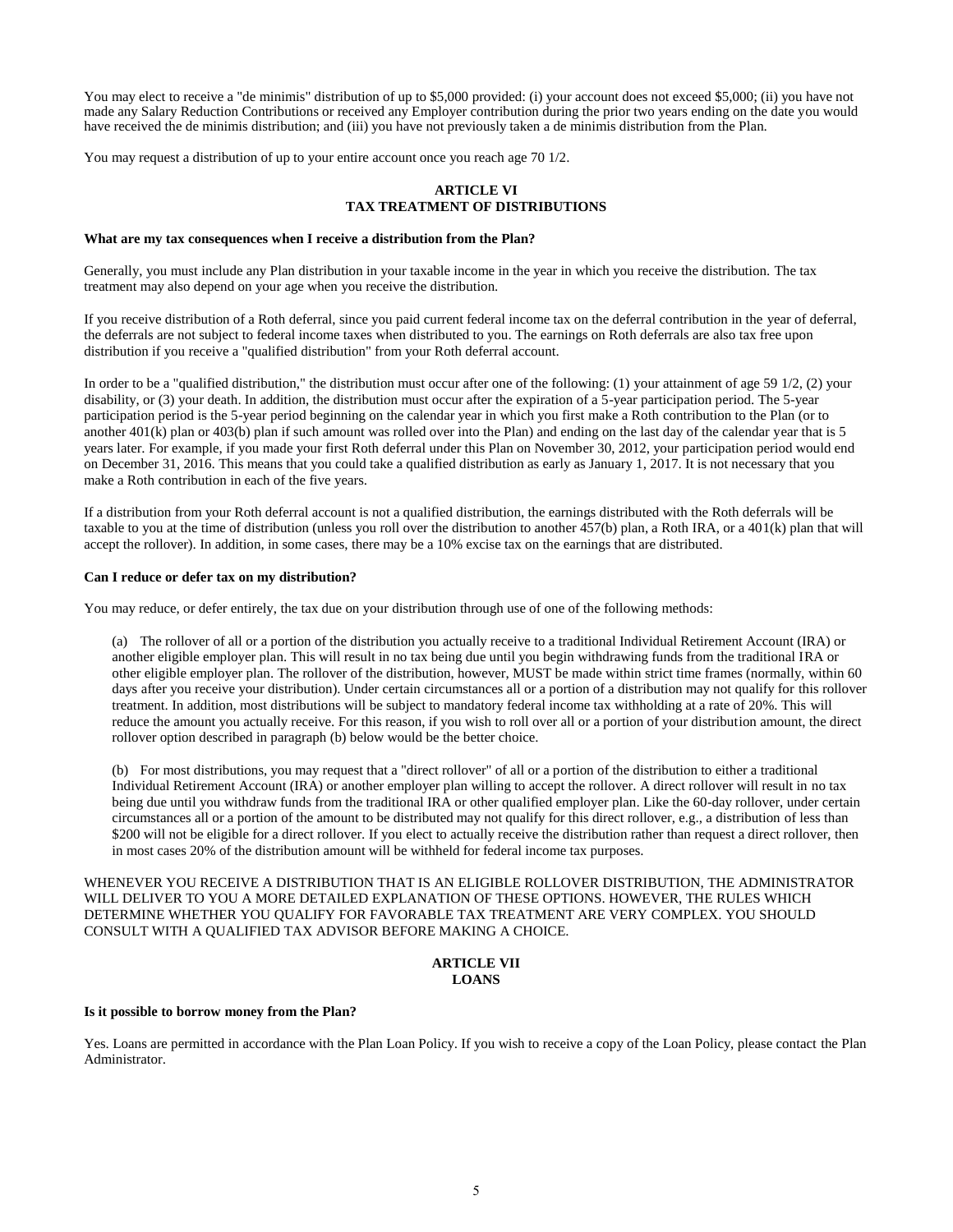You may elect to receive a "de minimis" distribution of up to $5,000 provided: (i) your account does not exceed $5,000; (ii) you have not made any Salary Reduction Contributions or received any Employer contribution during the prior two years ending on the date you would have received the de minimis distribution; and (iii) you have not previously taken a de minimis distribution from the Plan.

You may request a distribution of up to your entire account once you reach age 70 1/2.

## ARTICLE VI
## TAX TREATMENT OF DISTRIBUTIONS

**What are my tax consequences when I receive a distribution from the Plan?**

Generally, you must include any Plan distribution in your taxable income in the year in which you receive the distribution. The tax treatment may also depend on your age when you receive the distribution.

If you receive distribution of a Roth deferral, since you paid current federal income tax on the deferral contribution in the year of deferral, the deferrals are not subject to federal income taxes when distributed to you. The earnings on Roth deferrals are also tax free upon distribution if you receive a "qualified distribution" from your Roth deferral account.

In order to be a "qualified distribution," the distribution must occur after one of the following: (1) your attainment of age 59 1/2, (2) your disability, or (3) your death. In addition, the distribution must occur after the expiration of a 5-year participation period. The 5-year participation period is the 5-year period beginning on the calendar year in which you first make a Roth contribution to the Plan (or to another 401(k) plan or 403(b) plan if such amount was rolled over into the Plan) and ending on the last day of the calendar year that is 5 years later. For example, if you made your first Roth deferral under this Plan on November 30, 2012, your participation period would end on December 31, 2016. This means that you could take a qualified distribution as early as January 1, 2017. It is not necessary that you make a Roth contribution in each of the five years.

If a distribution from your Roth deferral account is not a qualified distribution, the earnings distributed with the Roth deferrals will be taxable to you at the time of distribution (unless you roll over the distribution to another 457(b) plan, a Roth IRA, or a 401(k) plan that will accept the rollover). In addition, in some cases, there may be a 10% excise tax on the earnings that are distributed.

**Can I reduce or defer tax on my distribution?**

You may reduce, or defer entirely, the tax due on your distribution through use of one of the following methods:

(a) The rollover of all or a portion of the distribution you actually receive to a traditional Individual Retirement Account (IRA) or another eligible employer plan. This will result in no tax being due until you begin withdrawing funds from the traditional IRA or other eligible employer plan. The rollover of the distribution, however, MUST be made within strict time frames (normally, within 60 days after you receive your distribution). Under certain circumstances all or a portion of a distribution may not qualify for this rollover treatment. In addition, most distributions will be subject to mandatory federal income tax withholding at a rate of 20%. This will reduce the amount you actually receive. For this reason, if you wish to roll over all or a portion of your distribution amount, the direct rollover option described in paragraph (b) below would be the better choice.

(b) For most distributions, you may request that a "direct rollover" of all or a portion of the distribution to either a traditional Individual Retirement Account (IRA) or another employer plan willing to accept the rollover. A direct rollover will result in no tax being due until you withdraw funds from the traditional IRA or other qualified employer plan. Like the 60-day rollover, under certain circumstances all or a portion of the amount to be distributed may not qualify for this direct rollover, e.g., a distribution of less than $200 will not be eligible for a direct rollover. If you elect to actually receive the distribution rather than request a direct rollover, then in most cases 20% of the distribution amount will be withheld for federal income tax purposes.

WHENEVER YOU RECEIVE A DISTRIBUTION THAT IS AN ELIGIBLE ROLLOVER DISTRIBUTION, THE ADMINISTRATOR WILL DELIVER TO YOU A MORE DETAILED EXPLANATION OF THESE OPTIONS. HOWEVER, THE RULES WHICH DETERMINE WHETHER YOU QUALIFY FOR FAVORABLE TAX TREATMENT ARE VERY COMPLEX. YOU SHOULD CONSULT WITH A QUALIFIED TAX ADVISOR BEFORE MAKING A CHOICE.

## ARTICLE VII
## LOANS

**Is it possible to borrow money from the Plan?**

Yes. Loans are permitted in accordance with the Plan Loan Policy. If you wish to receive a copy of the Loan Policy, please contact the Plan Administrator.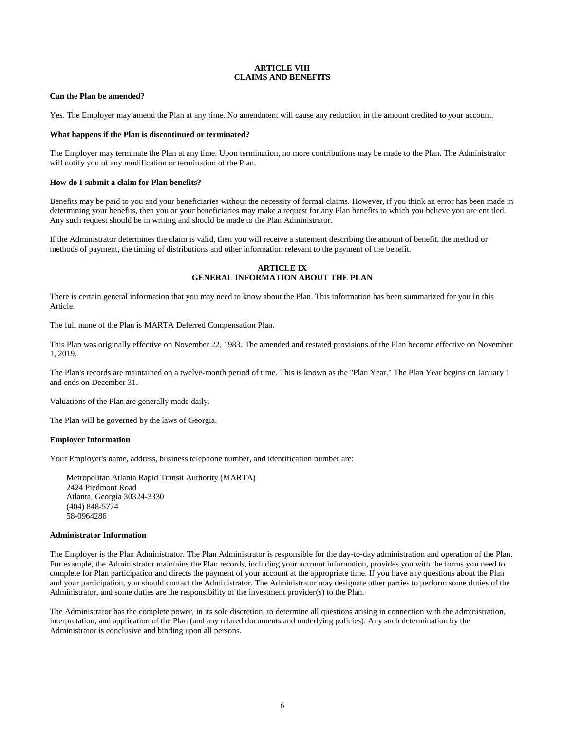## ARTICLE VIII
## CLAIMS AND BENEFITS

**Can the Plan be amended?**

Yes. The Employer may amend the Plan at any time. No amendment will cause any reduction in the amount credited to your account.

**What happens if the Plan is discontinued or terminated?**

The Employer may terminate the Plan at any time. Upon termination, no more contributions may be made to the Plan. The Administrator will notify you of any modification or termination of the Plan.

**How do I submit a claim for Plan benefits?**

Benefits may be paid to you and your beneficiaries without the necessity of formal claims. However, if you think an error has been made in determining your benefits, then you or your beneficiaries may make a request for any Plan benefits to which you believe you are entitled. Any such request should be in writing and should be made to the Plan Administrator.

If the Administrator determines the claim is valid, then you will receive a statement describing the amount of benefit, the method or methods of payment, the timing of distributions and other information relevant to the payment of the benefit.

## ARTICLE IX
## GENERAL INFORMATION ABOUT THE PLAN

There is certain general information that you may need to know about the Plan. This information has been summarized for you in this Article.

The full name of the Plan is MARTA Deferred Compensation Plan.

This Plan was originally effective on November 22, 1983. The amended and restated provisions of the Plan become effective on November 1, 2019.

The Plan's records are maintained on a twelve-month period of time. This is known as the "Plan Year." The Plan Year begins on January 1 and ends on December 31.

Valuations of the Plan are generally made daily.

The Plan will be governed by the laws of Georgia.

**Employer Information**

Your Employer's name, address, business telephone number, and identification number are:

Metropolitan Atlanta Rapid Transit Authority (MARTA)
2424 Piedmont Road
Atlanta, Georgia 30324-3330
(404) 848-5774
58-0964286

**Administrator Information**

The Employer is the Plan Administrator. The Plan Administrator is responsible for the day-to-day administration and operation of the Plan. For example, the Administrator maintains the Plan records, including your account information, provides you with the forms you need to complete for Plan participation and directs the payment of your account at the appropriate time. If you have any questions about the Plan and your participation, you should contact the Administrator. The Administrator may designate other parties to perform some duties of the Administrator, and some duties are the responsibility of the investment provider(s) to the Plan.

The Administrator has the complete power, in its sole discretion, to determine all questions arising in connection with the administration, interpretation, and application of the Plan (and any related documents and underlying policies). Any such determination by the Administrator is conclusive and binding upon all persons.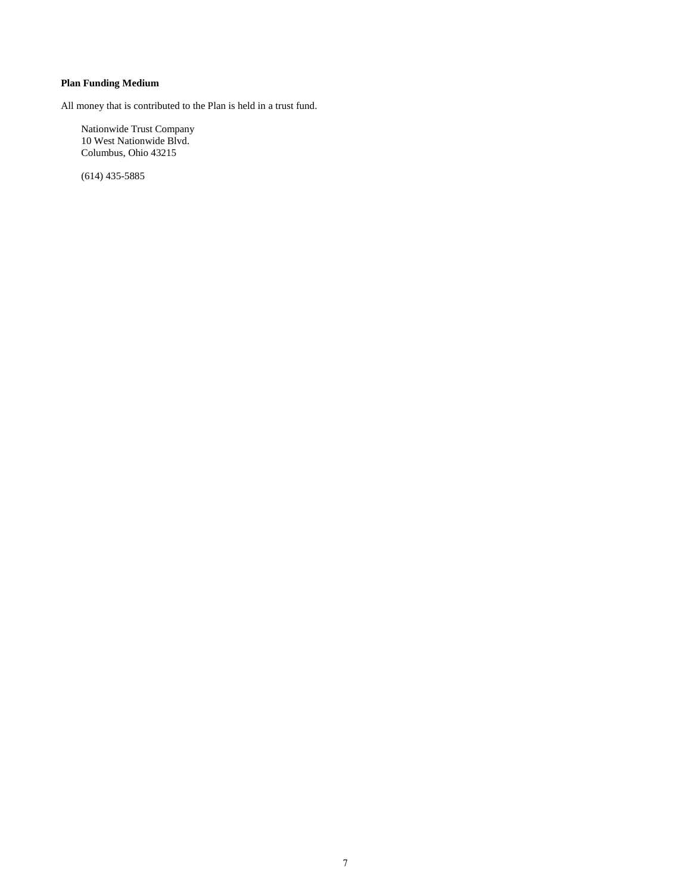**Plan Funding Medium**

All money that is contributed to the Plan is held in a trust fund.

Nationwide Trust Company
10 West Nationwide Blvd.
Columbus, Ohio 43215

(614) 435-5885